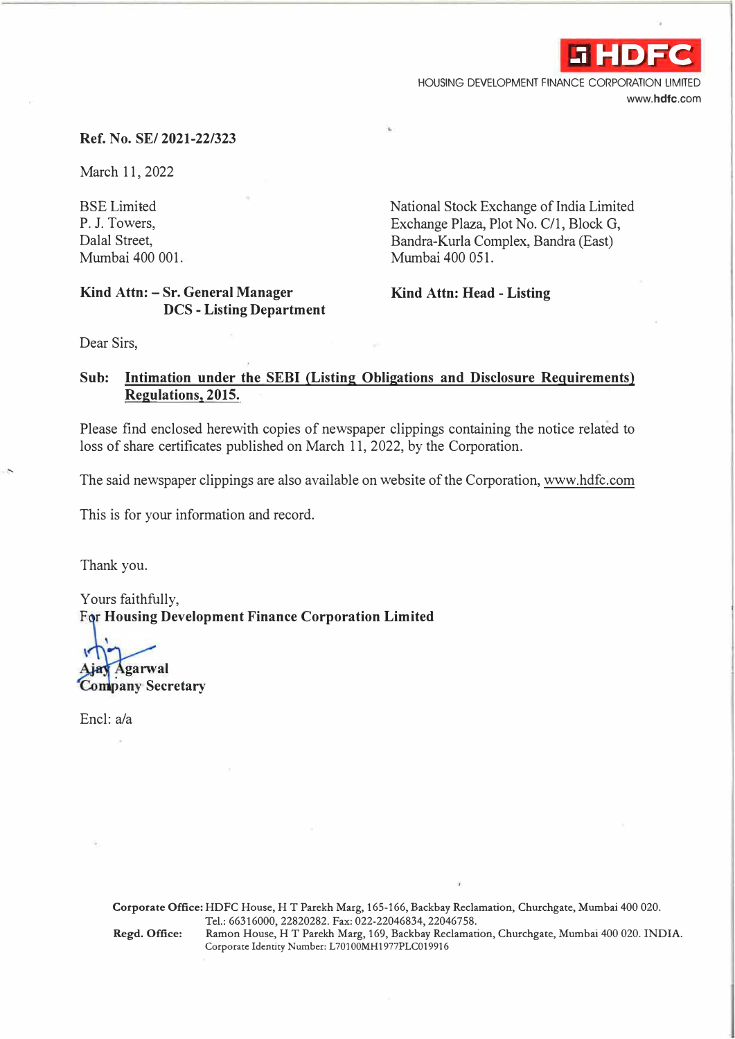HDFC

HOUSING DEVELOPMENT FINANCE CORPORATION LIMITED
www.hdfc.com

**Ref. No. SE/ 2021-22/323**

March 11, 2022

BSE Limited
P. J. Towers,
Dalal Street,
Mumbai 400 001.

**Kind Attn: – Sr. General Manager**
**DCS - Listing Department**

National Stock Exchange of India Limited
Exchange Plaza, Plot No. C/1, Block G,
Bandra-Kurla Complex, Bandra (East)
Mumbai 400 051.

**Kind Attn: Head - Listing**

Dear Sirs,

**Sub: Intimation under the SEBI (Listing Obligations and Disclosure Requirements) Regulations, 2015.**

Please find enclosed herewith copies of newspaper clippings containing the notice related to loss of share certificates published on March 11, 2022, by the Corporation.

The said newspaper clippings are also available on website of the Corporation, www.hdfc.com

This is for your information and record.

Thank you.

Yours faithfully,
**For Housing Development Finance Corporation Limited**

**Ajay Agarwal**
**Company Secretary**

Encl: a/a

**Corporate Office:** HDFC House, H T Parekh Marg, 165-166, Backbay Reclamation, Churchgate, Mumbai 400 020.
Tel.: 66316000, 22820282. Fax: 022-22046834, 22046758.
**Regd. Office:** Ramon House, H T Parekh Marg, 169, Backbay Reclamation, Churchgate, Mumbai 400 020. INDIA.
Corporate Identity Number: L70100MH1977PLC019916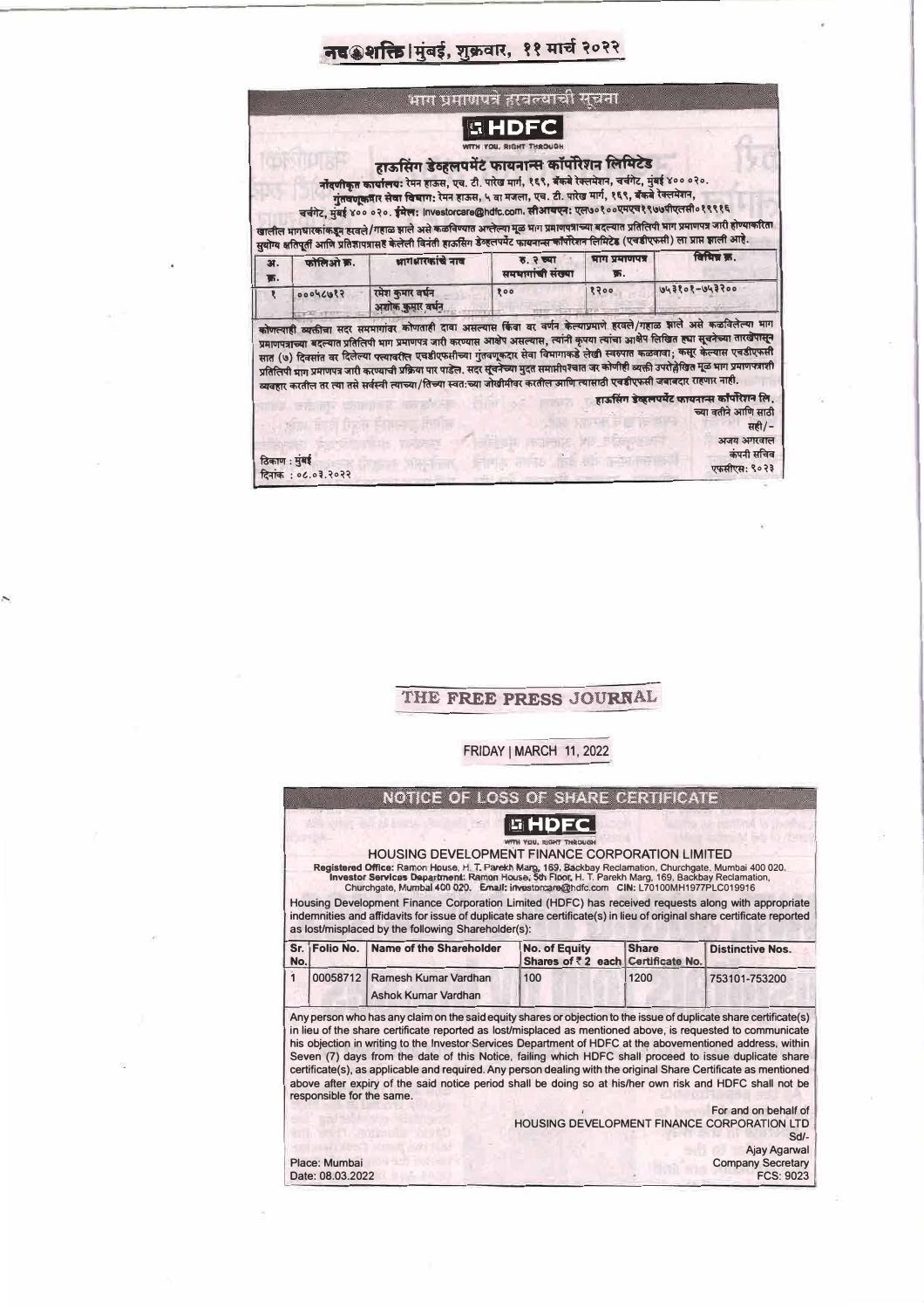## नवशक्ति | मुंबई, शुक्रवार, ११ मार्च २०२२

### भाग प्रमाणपत्रे हरवल्याची सूचना

**HDFC**
WITH YOU, RIGHT THROUGH

### हाऊसिंग डेव्हलपमेंट फायनान्स कॉर्पोरेशन लिमिटेड

**नोंदणीकृत कार्यालय:** रेमन हाऊस, एच. टी. पारेख मार्ग, १६९, बॅकबे रेक्लमेशन, चर्चगेट, मुंबई ४०० ०२०.
**गुंतवणूकदार सेवा विभाग:** रेमन हाऊस, ५ वा मजला, एच. टी. पारेख मार्ग, १६९, बॅकबे रेक्लमेशन, चर्चगेट, मुंबई ४०० ०२०. **ईमेल:** investorcare@hdfc.com. **सीआयएन:** एल७०१००एमएच१९७७पीएलसी०१९९१६

खालील भागधारकांकडून हरवले/गहाळ झाले असे कळविण्यात आलेल्या मूळ भाग प्रमाणपत्राच्या बदल्यात प्रतिलिपी भाग प्रमाणपत्र जारी होण्याकरिता सुयोग्य क्षतिपूर्ती आणि प्रतिज्ञापत्रासह केलेली विनंती हाऊसिंग डेव्हलपमेंट फायनान्स कॉर्पोरेशन लिमिटेड (एचडीएफसी) ला प्राप्त झाली आहे.

| अ. क्र. | फोलिओ क्र. | भागधारकांचे नाव | रु. २ च्या समभागांची संख्या | भाग प्रमाणपत्र क्र. | विभिन्न क्र. |
|---|---|---|---|---|---|
| १ | ०००५८७१२ | रमेश कुमार वर्धन<br>अशोक कुमार वर्धन | १०० | १२०० | ७५३१०१-७५३२०० |

कोणत्याही व्यक्तीचा सदर समभागांवर कोणताही दावा असल्यास किंवा वर वर्णन केल्याप्रमाणे हरवले/गहाळ झाले असे कळविलेल्या भाग प्रमाणपत्राच्या बदल्यात प्रतिलिपी भाग प्रमाणपत्र जारी करण्यास आक्षेप असल्यास, त्यांनी कृपया त्यांचा आक्षेप लिखित ह्या सूचनेच्या तारखेपासून सात (७) दिवसांत वर दिलेल्या पत्त्यावरील एचडीएफसीच्या गुंतवणूकदार सेवा विभागाकडे लेखी स्वरुपात कळवावा; कसूर केल्यास एचडीएफसी प्रतिलिपी भाग प्रमाणपत्र जारी करण्याची प्रक्रिया पार पाडेल. सदर सूचनेच्या मुदत समाप्तीपश्चात जर कोणीही व्यक्ती उपरोल्लेखित मूळ भाग प्रमाणपत्राशी व्यवहार करतील तर त्या तसे सर्वस्वी त्याच्या/तिच्या स्वतःच्या जोखीमेवर करतील आणि त्यासाठी एचडीएफसी जबाबदार राहणार नाही.

हाऊसिंग डेव्हलपमेंट फायनान्स कॉर्पोरेशन लि.
च्या वतीने आणि साठी
सही/-
अजय अगरवाल
कंपनी सचिव
एफसीएस: ९०२३

ठिकाण : मुंबई
दिनांक : ०८.०३.२०२२

---

## THE FREE PRESS JOURNAL

FRIDAY | MARCH 11, 2022

### NOTICE OF LOSS OF SHARE CERTIFICATE

**HDFC**
WITH YOU, RIGHT THROUGH

### HOUSING DEVELOPMENT FINANCE CORPORATION LIMITED

**Registered Office:** Ramon House, H. T. Parekh Marg, 169, Backbay Reclamation, Churchgate, Mumbai 400 020.
**Investor Services Department:** Ramon House, 5th Floor, H. T. Parekh Marg, 169, Backbay Reclamation, Churchgate, Mumbai 400 020. **Email:** investorcare@hdfc.com **CIN:** L70100MH1977PLC019916

Housing Development Finance Corporation Limited (HDFC) has received requests along with appropriate indemnities and affidavits for issue of duplicate share certificate(s) in lieu of original share certificate reported as lost/misplaced by the following Shareholder(s):

| Sr. No. | Folio No. | Name of the Shareholder | No. of Equity Shares of ₹2 each | Share Certificate No. | Distinctive Nos. |
|---|---|---|---|---|---|
| 1 | 00058712 | Ramesh Kumar Vardhan<br>Ashok Kumar Vardhan | 100 | 1200 | 753101-753200 |

Any person who has any claim on the said equity shares or objection to the issue of duplicate share certificate(s) in lieu of the share certificate reported as lost/misplaced as mentioned above, is requested to communicate his objection in writing to the Investor Services Department of HDFC at the abovementioned address, within Seven (7) days from the date of this Notice, failing which HDFC shall proceed to issue duplicate share certificate(s), as applicable and required. Any person dealing with the original Share Certificate as mentioned above after expiry of the said notice period shall be doing so at his/her own risk and HDFC shall not be responsible for the same.

For and on behalf of
HOUSING DEVELOPMENT FINANCE CORPORATION LTD
Sd/-
Ajay Agarwal
Company Secretary
FCS: 9023

Place: Mumbai
Date: 08.03.2022